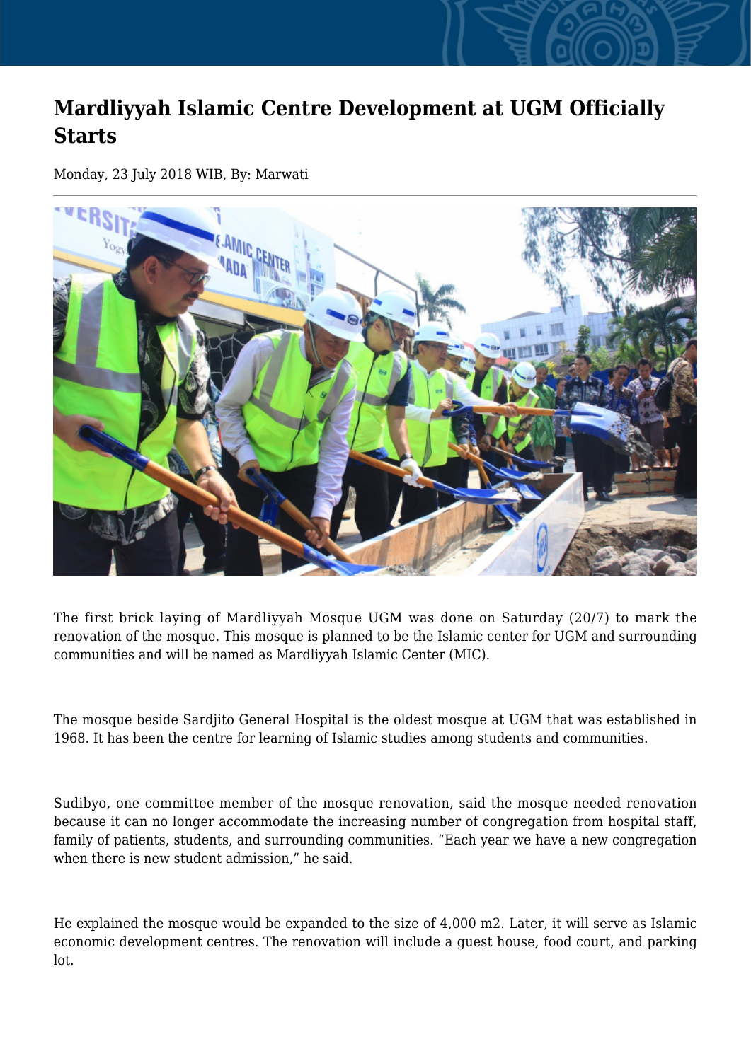# Mardliyyah Islamic Centre Development at UGM Officially Starts

Monday, 23 July 2018 WIB, By: Marwati

The first brick laying of Mardliyyah Mosque UGM was done on Saturday (20/7) to mark the renovation of the mosque. This mosque is planned to be the Islamic center for UGM and surrounding communities and will be named as Mardliyyah Islamic Center (MIC).

The mosque beside Sardjito General Hospital is the oldest mosque at UGM that was established in 1968. It has been the centre for learning of Islamic studies among students and communities.

Sudibyo, one committee member of the mosque renovation, said the mosque needed renovation because it can no longer accommodate the increasing number of congregation from hospital staff, family of patients, students, and surrounding communities. "Each year we have a new congregation when there is new student admission," he said.

He explained the mosque would be expanded to the size of 4,000 m2. Later, it will serve as Islamic economic development centres. The renovation will include a guest house, food court, and parking lot.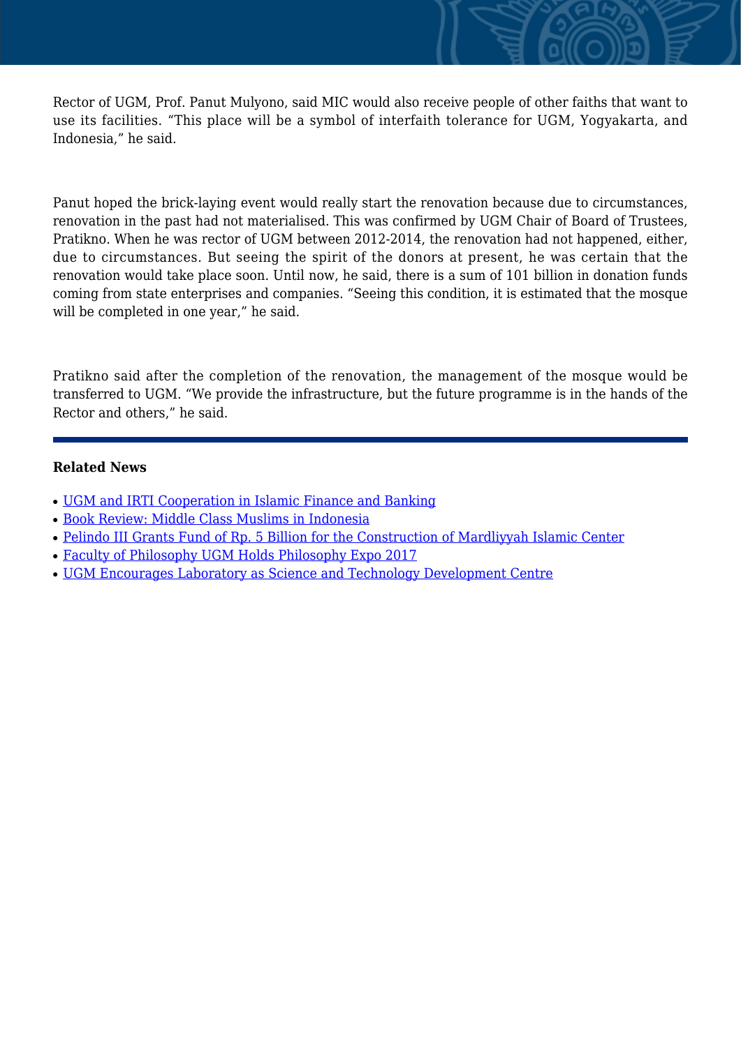Rector of UGM, Prof. Panut Mulyono, said MIC would also receive people of other faiths that want to use its facilities. "This place will be a symbol of interfaith tolerance for UGM, Yogyakarta, and Indonesia," he said.

Panut hoped the brick-laying event would really start the renovation because due to circumstances, renovation in the past had not materialised. This was confirmed by UGM Chair of Board of Trustees, Pratikno. When he was rector of UGM between 2012-2014, the renovation had not happened, either, due to circumstances. But seeing the spirit of the donors at present, he was certain that the renovation would take place soon. Until now, he said, there is a sum of 101 billion in donation funds coming from state enterprises and companies. "Seeing this condition, it is estimated that the mosque will be completed in one year," he said.

Pratikno said after the completion of the renovation, the management of the mosque would be transferred to UGM. "We provide the infrastructure, but the future programme is in the hands of the Rector and others," he said.

---

**Related News**

- UGM and IRTI Cooperation in Islamic Finance and Banking
- Book Review: Middle Class Muslims in Indonesia
- Pelindo III Grants Fund of Rp. 5 Billion for the Construction of Mardliyyah Islamic Center
- Faculty of Philosophy UGM Holds Philosophy Expo 2017
- UGM Encourages Laboratory as Science and Technology Development Centre